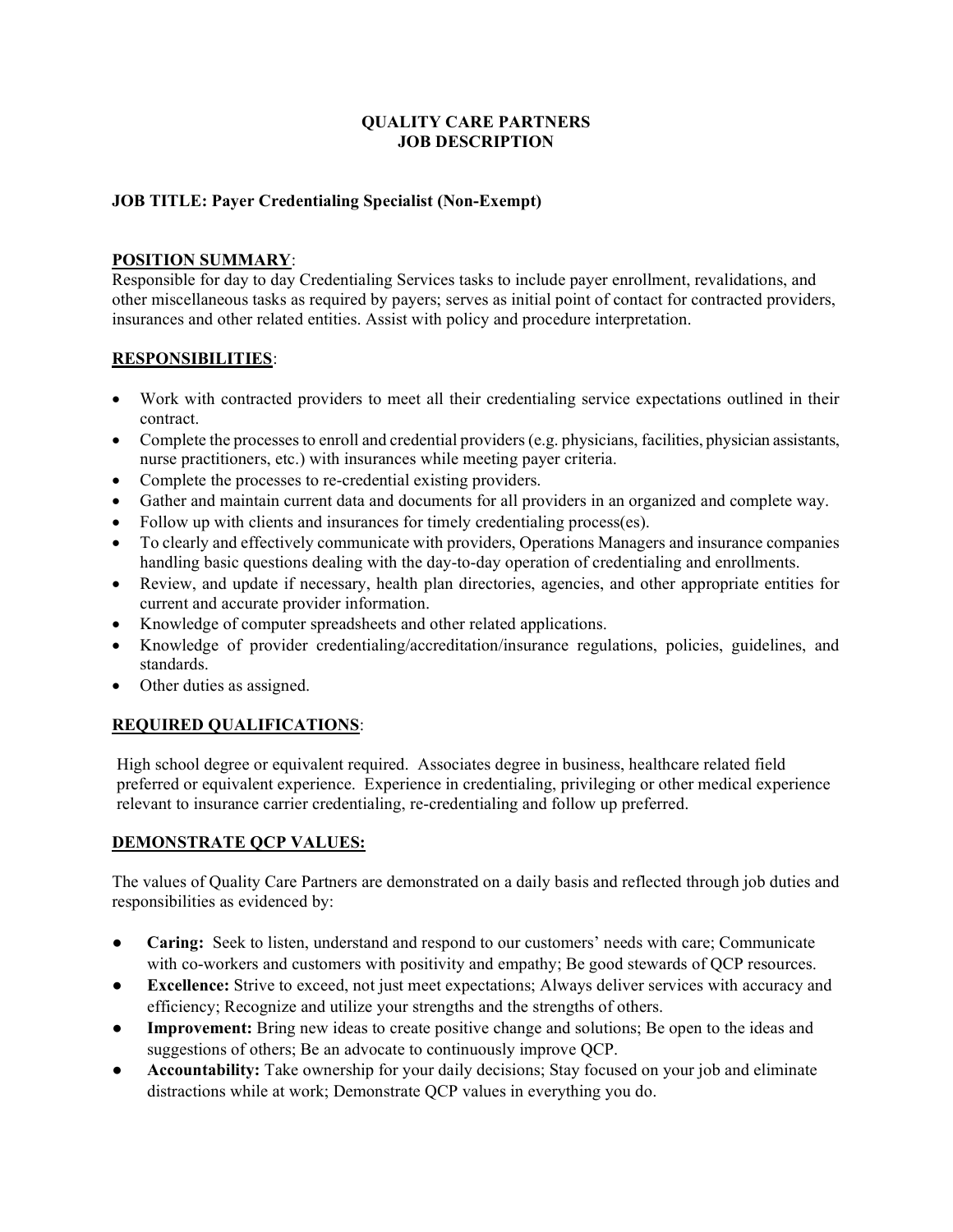# QUALITY CARE PARTNERS
# JOB DESCRIPTION

**JOB TITLE: Payer Credentialing Specialist (Non-Exempt)**

## POSITION SUMMARY:

Responsible for day to day Credentialing Services tasks to include payer enrollment, revalidations, and other miscellaneous tasks as required by payers; serves as initial point of contact for contracted providers, insurances and other related entities. Assist with policy and procedure interpretation.

## RESPONSIBILITIES:

- Work with contracted providers to meet all their credentialing service expectations outlined in their contract.
- Complete the processes to enroll and credential providers (e.g. physicians, facilities, physician assistants, nurse practitioners, etc.) with insurances while meeting payer criteria.
- Complete the processes to re-credential existing providers.
- Gather and maintain current data and documents for all providers in an organized and complete way.
- Follow up with clients and insurances for timely credentialing process(es).
- To clearly and effectively communicate with providers, Operations Managers and insurance companies handling basic questions dealing with the day-to-day operation of credentialing and enrollments.
- Review, and update if necessary, health plan directories, agencies, and other appropriate entities for current and accurate provider information.
- Knowledge of computer spreadsheets and other related applications.
- Knowledge of provider credentialing/accreditation/insurance regulations, policies, guidelines, and standards.
- Other duties as assigned.

## REQUIRED QUALIFICATIONS:

High school degree or equivalent required. Associates degree in business, healthcare related field preferred or equivalent experience. Experience in credentialing, privileging or other medical experience relevant to insurance carrier credentialing, re-credentialing and follow up preferred.

## DEMONSTRATE QCP VALUES:

The values of Quality Care Partners are demonstrated on a daily basis and reflected through job duties and responsibilities as evidenced by:

- **Caring:** Seek to listen, understand and respond to our customers' needs with care; Communicate with co-workers and customers with positivity and empathy; Be good stewards of QCP resources.
- **Excellence:** Strive to exceed, not just meet expectations; Always deliver services with accuracy and efficiency; Recognize and utilize your strengths and the strengths of others.
- **Improvement:** Bring new ideas to create positive change and solutions; Be open to the ideas and suggestions of others; Be an advocate to continuously improve QCP.
- **Accountability:** Take ownership for your daily decisions; Stay focused on your job and eliminate distractions while at work; Demonstrate QCP values in everything you do.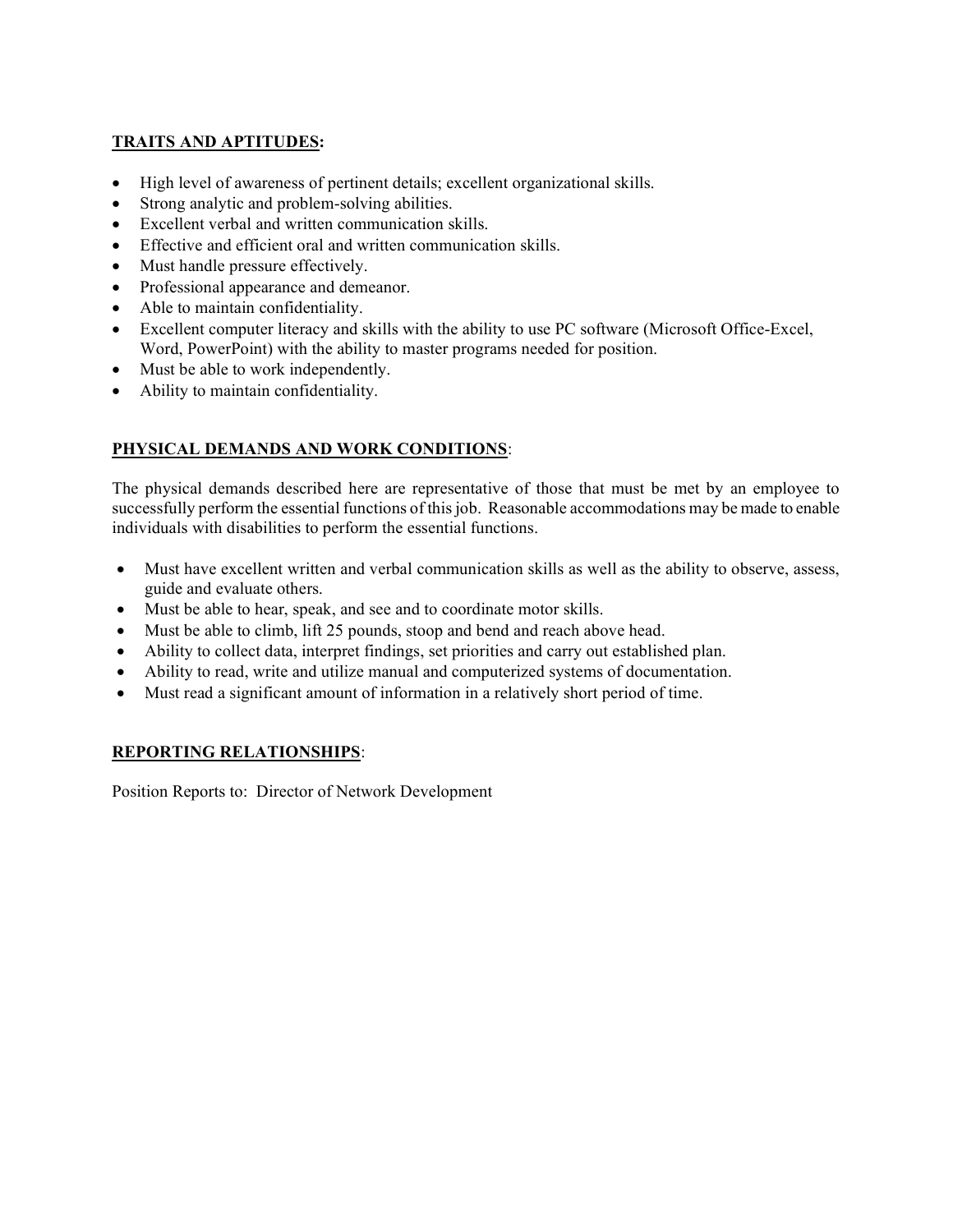## **TRAITS AND APTITUDES:**

- High level of awareness of pertinent details; excellent organizational skills.
- Strong analytic and problem-solving abilities.
- Excellent verbal and written communication skills.
- Effective and efficient oral and written communication skills.
- Must handle pressure effectively.
- Professional appearance and demeanor.
- Able to maintain confidentiality.
- Excellent computer literacy and skills with the ability to use PC software (Microsoft Office-Excel, Word, PowerPoint) with the ability to master programs needed for position.
- Must be able to work independently.
- Ability to maintain confidentiality.

## **PHYSICAL DEMANDS AND WORK CONDITIONS**:

The physical demands described here are representative of those that must be met by an employee to successfully perform the essential functions of this job. Reasonable accommodations may be made to enable individuals with disabilities to perform the essential functions.

- Must have excellent written and verbal communication skills as well as the ability to observe, assess, guide and evaluate others.
- Must be able to hear, speak, and see and to coordinate motor skills.
- Must be able to climb, lift 25 pounds, stoop and bend and reach above head.
- Ability to collect data, interpret findings, set priorities and carry out established plan.
- Ability to read, write and utilize manual and computerized systems of documentation.
- Must read a significant amount of information in a relatively short period of time.

## **REPORTING RELATIONSHIPS**:

Position Reports to: Director of Network Development